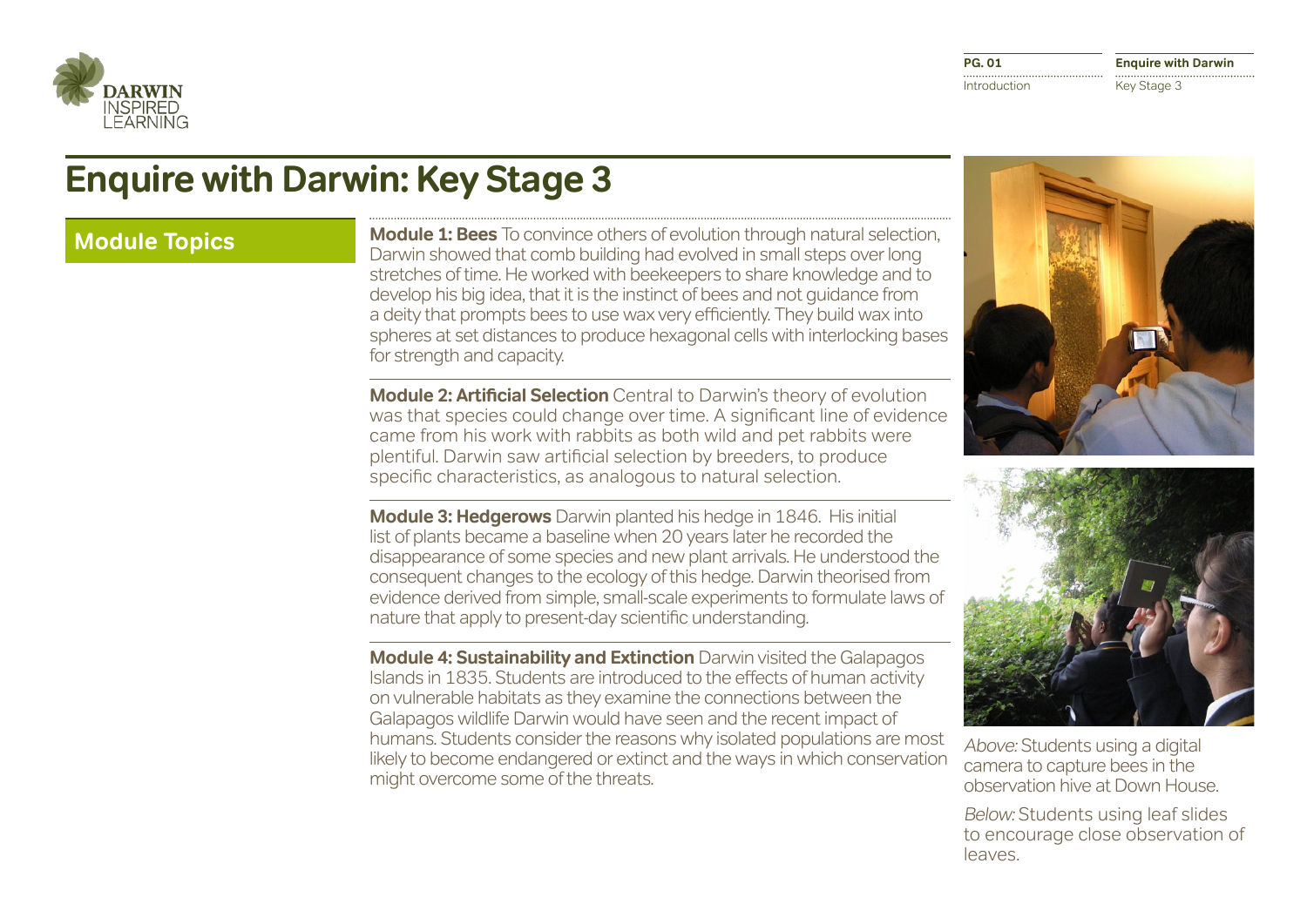# Enquire with Darwin: Key Stage 3

## Module Topics

**Module 1: Bees** To convince others of evolution through natural selection, Darwin showed that comb building had evolved in small steps over long stretches of time. He worked with beekeepers to share knowledge and to develop his big idea, that it is the instinct of bees and not guidance from a deity that prompts bees to use wax very efficiently. They build wax into spheres at set distances to produce hexagonal cells with interlocking bases for strength and capacity.

**Module 2: Artificial Selection** Central to Darwin's theory of evolution was that species could change over time. A significant line of evidence came from his work with rabbits as both wild and pet rabbits were plentiful. Darwin saw artificial selection by breeders, to produce specific characteristics, as analogous to natural selection.

**Module 3: Hedgerows** Darwin planted his hedge in 1846. His initial list of plants became a baseline when 20 years later he recorded the disappearance of some species and new plant arrivals. He understood the consequent changes to the ecology of this hedge. Darwin theorised from evidence derived from simple, small-scale experiments to formulate laws of nature that apply to present-day scientific understanding.

**Module 4: Sustainability and Extinction** Darwin visited the Galapagos Islands in 1835. Students are introduced to the effects of human activity on vulnerable habitats as they examine the connections between the Galapagos wildlife Darwin would have seen and the recent impact of humans. Students consider the reasons why isolated populations are most likely to become endangered or extinct and the ways in which conservation might overcome some of the threats.

*Above:* Students using a digital camera to capture bees in the observation hive at Down House.

*Below:* Students using leaf slides to encourage close observation of leaves.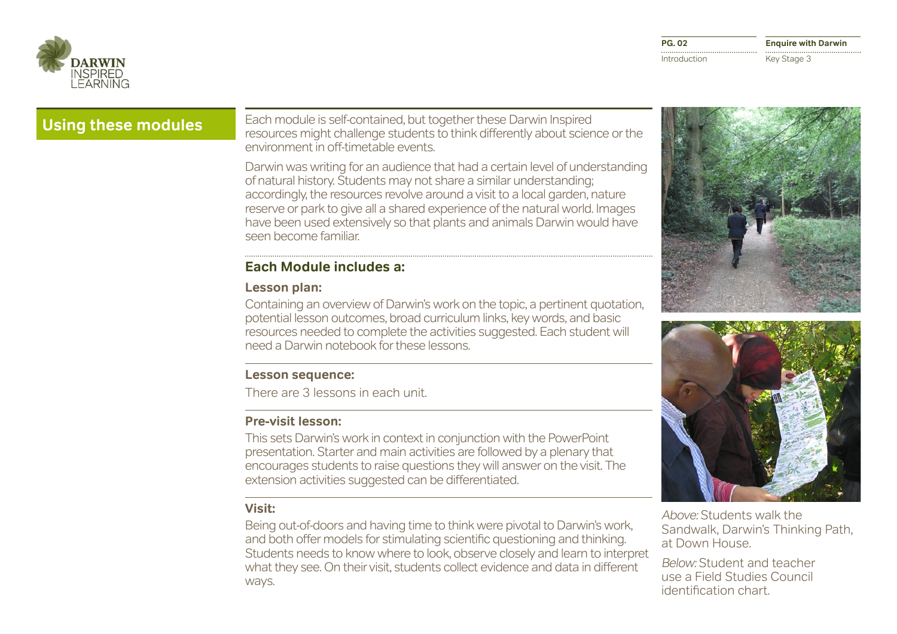## Using these modules

Each module is self-contained, but together these Darwin Inspired resources might challenge students to think differently about science or the environment in off-timetable events.

Darwin was writing for an audience that had a certain level of understanding of natural history. Students may not share a similar understanding; accordingly, the resources revolve around a visit to a local garden, nature reserve or park to give all a shared experience of the natural world. Images have been used extensively so that plants and animals Darwin would have seen become familiar.

### Each Module includes a:

#### Lesson plan:

Containing an overview of Darwin's work on the topic, a pertinent quotation, potential lesson outcomes, broad curriculum links, key words, and basic resources needed to complete the activities suggested. Each student will need a Darwin notebook for these lessons.

#### Lesson sequence:

There are 3 lessons in each unit.

#### Pre-visit lesson:

This sets Darwin's work in context in conjunction with the PowerPoint presentation. Starter and main activities are followed by a plenary that encourages students to raise questions they will answer on the visit. The extension activities suggested can be differentiated.

#### Visit:

Being out-of-doors and having time to think were pivotal to Darwin's work, and both offer models for stimulating scientific questioning and thinking. Students needs to know where to look, observe closely and learn to interpret what they see. On their visit, students collect evidence and data in different ways.

*Above:* Students walk the Sandwalk, Darwin's Thinking Path, at Down House.

*Below:* Student and teacher use a Field Studies Council identification chart.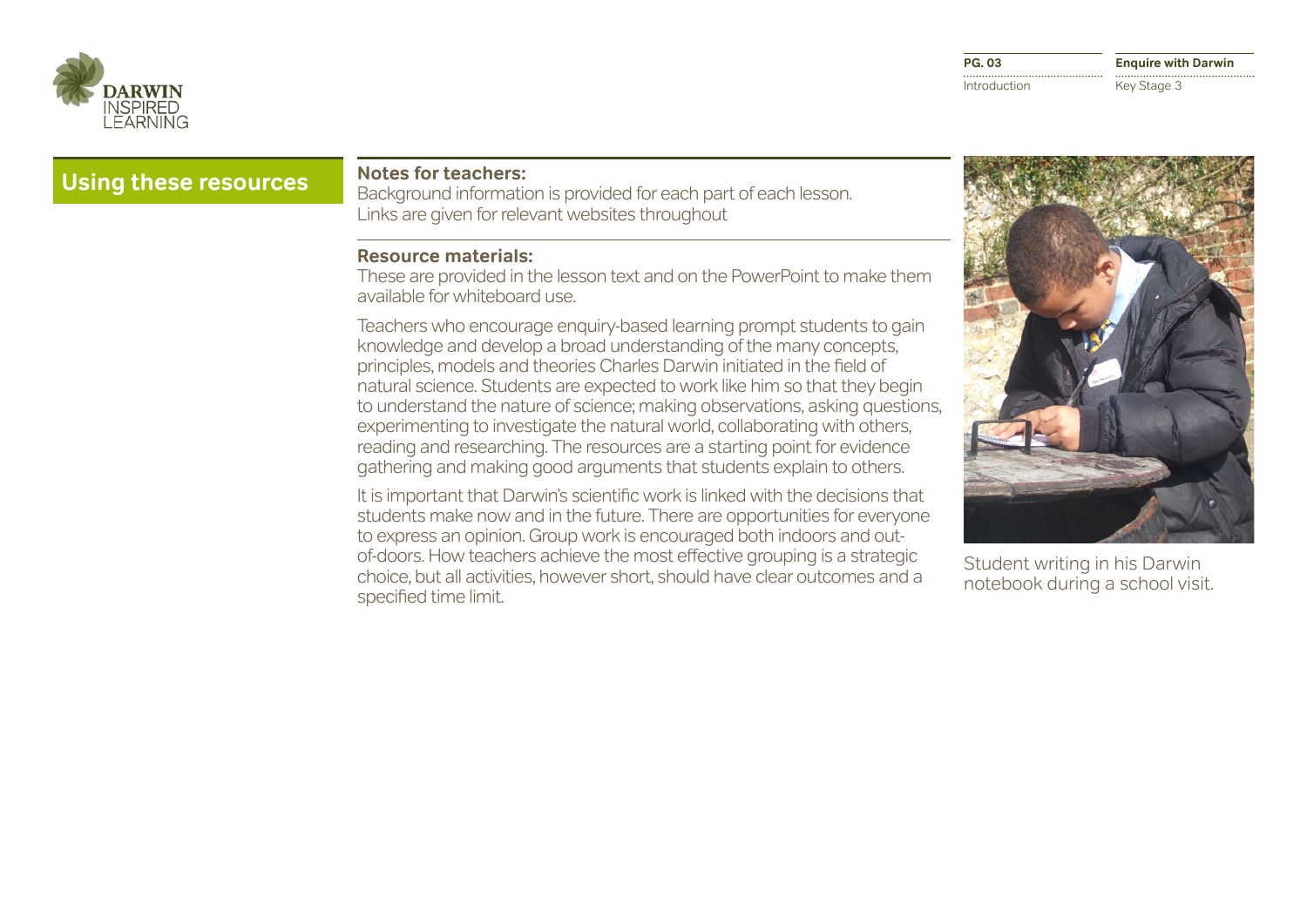## Using these resources

**Notes for teachers:**
Background information is provided for each part of each lesson. Links are given for relevant websites throughout

**Resource materials:**
These are provided in the lesson text and on the PowerPoint to make them available for whiteboard use.

Teachers who encourage enquiry-based learning prompt students to gain knowledge and develop a broad understanding of the many concepts, principles, models and theories Charles Darwin initiated in the field of natural science. Students are expected to work like him so that they begin to understand the nature of science; making observations, asking questions, experimenting to investigate the natural world, collaborating with others, reading and researching. The resources are a starting point for evidence gathering and making good arguments that students explain to others.

It is important that Darwin's scientific work is linked with the decisions that students make now and in the future. There are opportunities for everyone to express an opinion. Group work is encouraged both indoors and out-of-doors. How teachers achieve the most effective grouping is a strategic choice, but all activities, however short, should have clear outcomes and a specified time limit.

Student writing in his Darwin notebook during a school visit.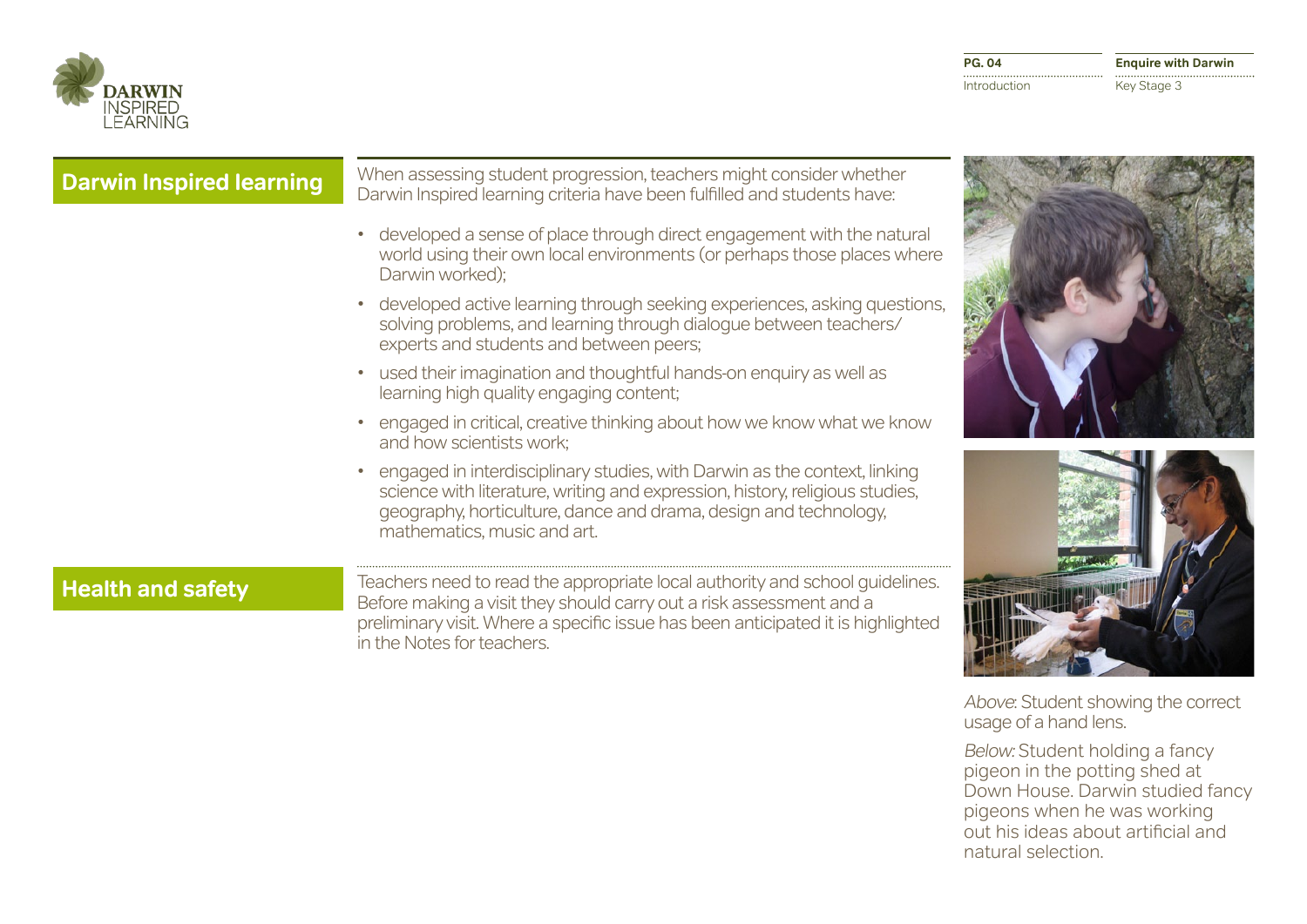## Darwin Inspired learning

When assessing student progression, teachers might consider whether Darwin Inspired learning criteria have been fulfilled and students have:

- developed a sense of place through direct engagement with the natural world using their own local environments (or perhaps those places where Darwin worked);
- developed active learning through seeking experiences, asking questions, solving problems, and learning through dialogue between teachers/experts and students and between peers;
- used their imagination and thoughtful hands-on enquiry as well as learning high quality engaging content;
- engaged in critical, creative thinking about how we know what we know and how scientists work;
- engaged in interdisciplinary studies, with Darwin as the context, linking science with literature, writing and expression, history, religious studies, geography, horticulture, dance and drama, design and technology, mathematics, music and art.

## Health and safety

Teachers need to read the appropriate local authority and school guidelines. Before making a visit they should carry out a risk assessment and a preliminary visit. Where a specific issue has been anticipated it is highlighted in the Notes for teachers.

*Above*: Student showing the correct usage of a hand lens.

*Below:* Student holding a fancy pigeon in the potting shed at Down House. Darwin studied fancy pigeons when he was working out his ideas about artificial and natural selection.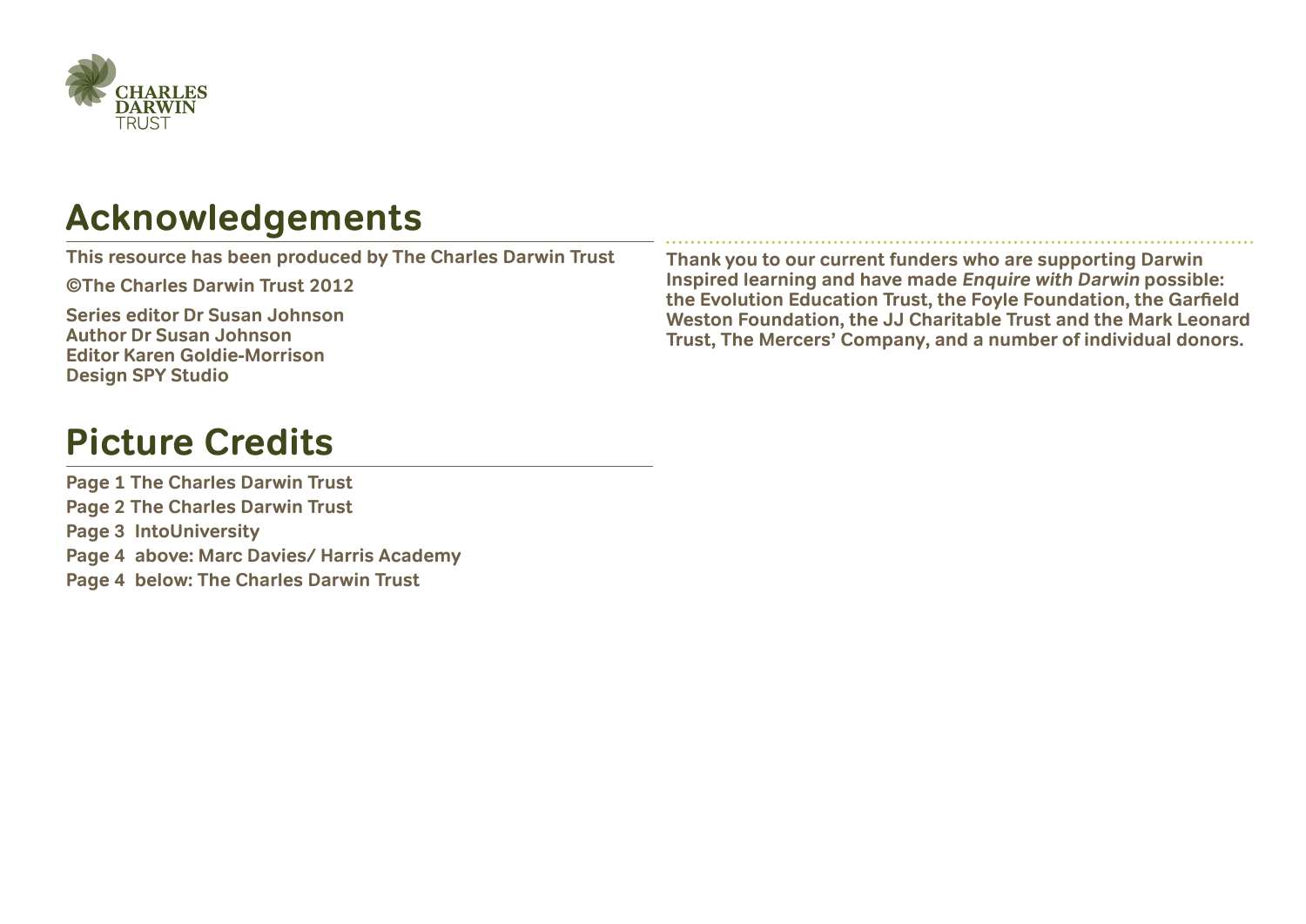CHARLES DARWIN TRUST

## Acknowledgements

**This resource has been produced by The Charles Darwin Trust**

**©The Charles Darwin Trust 2012**

**Series editor Dr Susan Johnson**
**Author Dr Susan Johnson**
**Editor Karen Goldie-Morrison**
**Design SPY Studio**

## Picture Credits

**Page 1 The Charles Darwin Trust**
**Page 2 The Charles Darwin Trust**
**Page 3 IntoUniversity**
**Page 4 above: Marc Davies/ Harris Academy**
**Page 4 below: The Charles Darwin Trust**

**Thank you to our current funders who are supporting Darwin Inspired learning and have made *Enquire with Darwin* possible: the Evolution Education Trust, the Foyle Foundation, the Garfield Weston Foundation, the JJ Charitable Trust and the Mark Leonard Trust, The Mercers' Company, and a number of individual donors.**